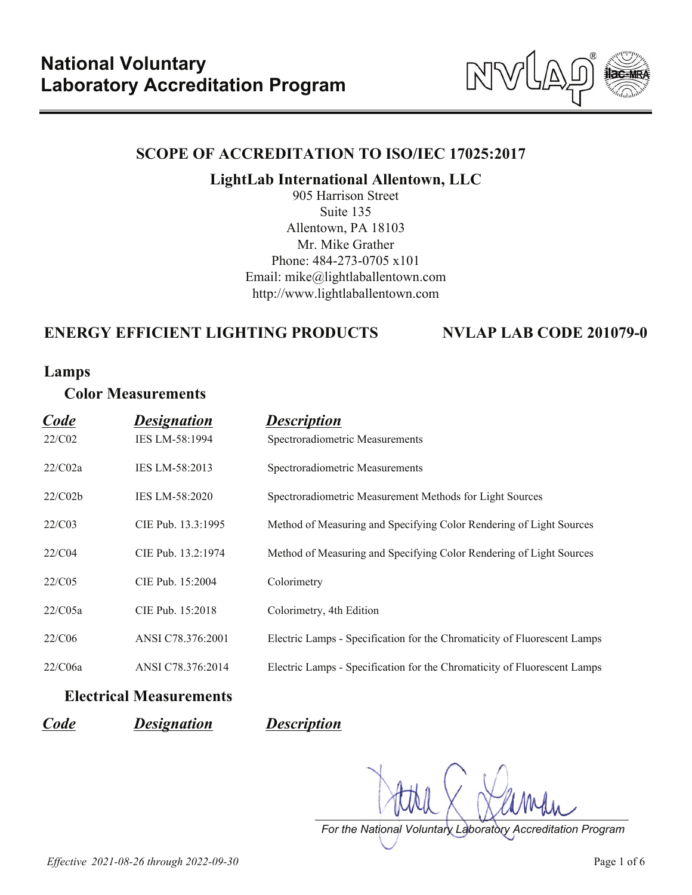# National Voluntary Laboratory Accreditation Program

## SCOPE OF ACCREDITATION TO ISO/IEC 17025:2017

**LightLab International Allentown, LLC**
905 Harrison Street
Suite 135
Allentown, PA 18103
Mr. Mike Grather
Phone: 484-273-0705 x101
Email: mike@lightlaballentown.com
http://www.lightlaballentown.com

## ENERGY EFFICIENT LIGHTING PRODUCTS — NVLAP LAB CODE 201079-0

### Lamps

#### Color Measurements

| ***Code*** | ***Designation*** | ***Description*** |
|---|---|---|
| 22/C02 | IES LM-58:1994 | Spectroradiometric Measurements |
| 22/C02a | IES LM-58:2013 | Spectroradiometric Measurements |
| 22/C02b | IES LM-58:2020 | Spectroradiometric Measurement Methods for Light Sources |
| 22/C03 | CIE Pub. 13.3:1995 | Method of Measuring and Specifying Color Rendering of Light Sources |
| 22/C04 | CIE Pub. 13.2:1974 | Method of Measuring and Specifying Color Rendering of Light Sources |
| 22/C05 | CIE Pub. 15:2004 | Colorimetry |
| 22/C05a | CIE Pub. 15:2018 | Colorimetry, 4th Edition |
| 22/C06 | ANSI C78.376:2001 | Electric Lamps - Specification for the Chromaticity of Fluorescent Lamps |
| 22/C06a | ANSI C78.376:2014 | Electric Lamps - Specification for the Chromaticity of Fluorescent Lamps |

#### Electrical Measurements

| ***Code*** | ***Designation*** | ***Description*** |
|---|---|---|

*For the National Voluntary Laboratory Accreditation Program*

*Effective 2021-08-26 through 2022-09-30*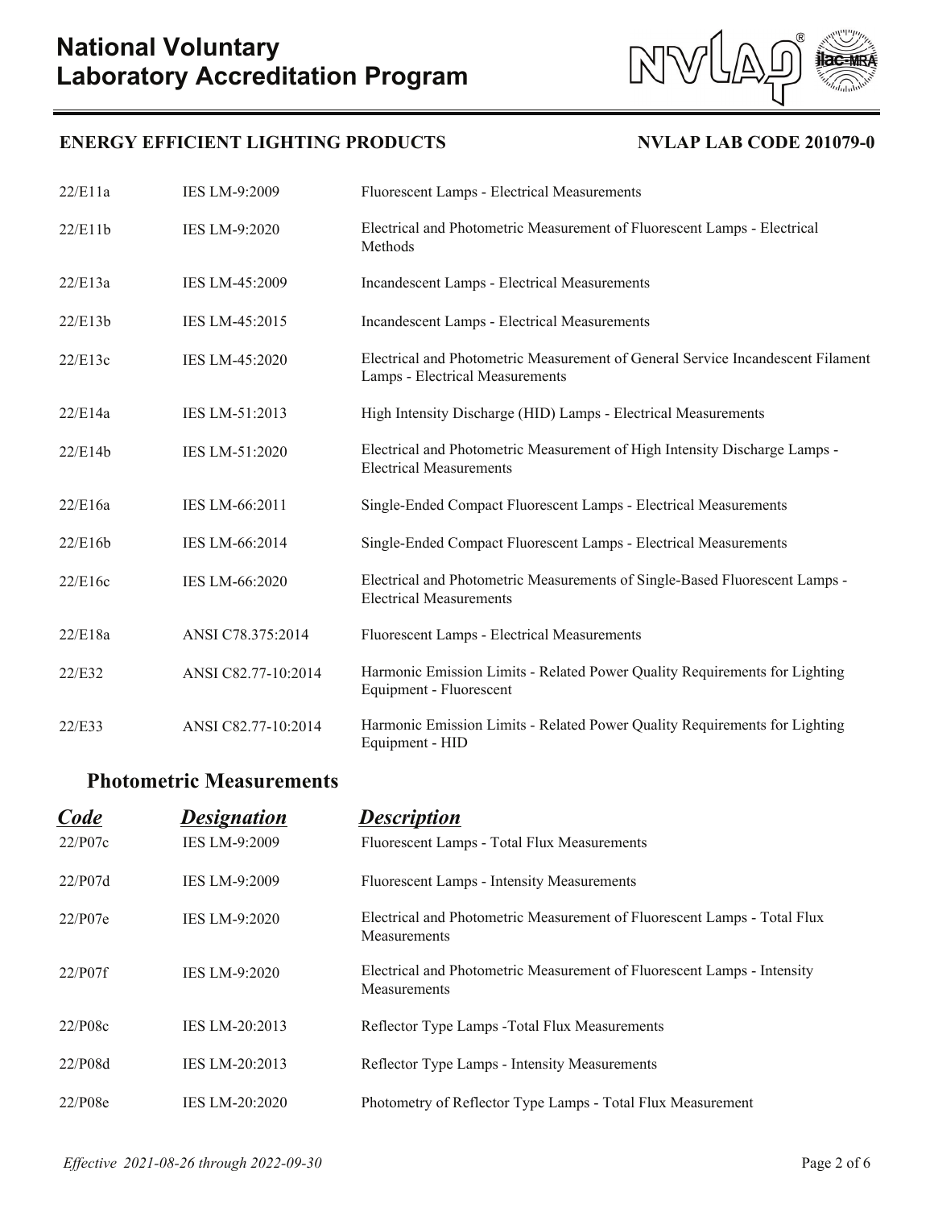## ENERGY EFFICIENT LIGHTING PRODUCTS

**NVLAP LAB CODE 201079-0**

| Code | Designation | Description |
|---|---|---|
| 22/E11a | IES LM-9:2009 | Fluorescent Lamps - Electrical Measurements |
| 22/E11b | IES LM-9:2020 | Electrical and Photometric Measurement of Fluorescent Lamps - Electrical Methods |
| 22/E13a | IES LM-45:2009 | Incandescent Lamps - Electrical Measurements |
| 22/E13b | IES LM-45:2015 | Incandescent Lamps - Electrical Measurements |
| 22/E13c | IES LM-45:2020 | Electrical and Photometric Measurement of General Service Incandescent Filament Lamps - Electrical Measurements |
| 22/E14a | IES LM-51:2013 | High Intensity Discharge (HID) Lamps - Electrical Measurements |
| 22/E14b | IES LM-51:2020 | Electrical and Photometric Measurement of High Intensity Discharge Lamps - Electrical Measurements |
| 22/E16a | IES LM-66:2011 | Single-Ended Compact Fluorescent Lamps - Electrical Measurements |
| 22/E16b | IES LM-66:2014 | Single-Ended Compact Fluorescent Lamps - Electrical Measurements |
| 22/E16c | IES LM-66:2020 | Electrical and Photometric Measurements of Single-Based Fluorescent Lamps - Electrical Measurements |
| 22/E18a | ANSI C78.375:2014 | Fluorescent Lamps - Electrical Measurements |
| 22/E32 | ANSI C82.77-10:2014 | Harmonic Emission Limits - Related Power Quality Requirements for Lighting Equipment - Fluorescent |
| 22/E33 | ANSI C82.77-10:2014 | Harmonic Emission Limits - Related Power Quality Requirements for Lighting Equipment - HID |

## Photometric Measurements

| *Code* | *Designation* | *Description* |
|---|---|---|
| 22/P07c | IES LM-9:2009 | Fluorescent Lamps - Total Flux Measurements |
| 22/P07d | IES LM-9:2009 | Fluorescent Lamps - Intensity Measurements |
| 22/P07e | IES LM-9:2020 | Electrical and Photometric Measurement of Fluorescent Lamps - Total Flux Measurements |
| 22/P07f | IES LM-9:2020 | Electrical and Photometric Measurement of Fluorescent Lamps - Intensity Measurements |
| 22/P08c | IES LM-20:2013 | Reflector Type Lamps -Total Flux Measurements |
| 22/P08d | IES LM-20:2013 | Reflector Type Lamps - Intensity Measurements |
| 22/P08e | IES LM-20:2020 | Photometry of Reflector Type Lamps - Total Flux Measurement |

*Effective 2021-08-26 through 2022-09-30*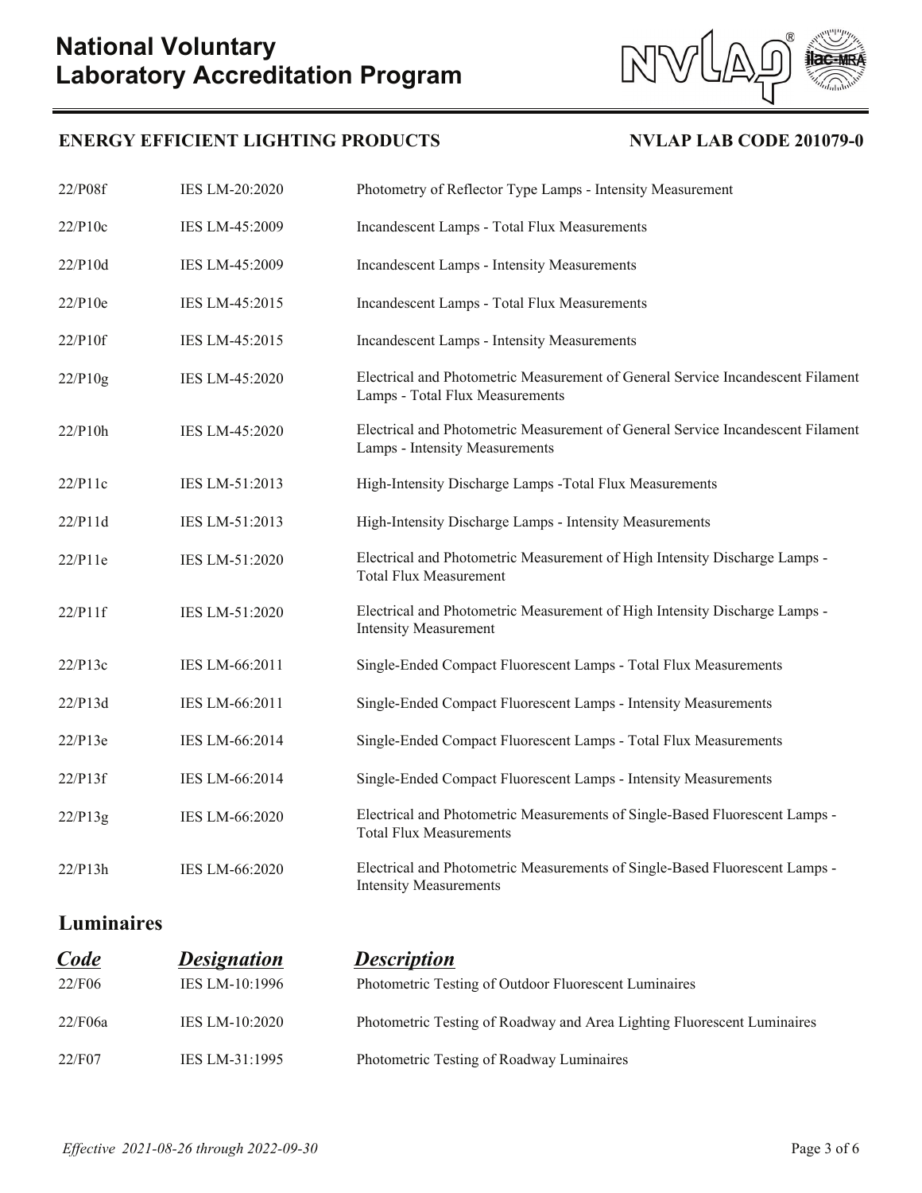| | | |
|---|---|---|
| 22/P08f | IES LM-20:2020 | Photometry of Reflector Type Lamps - Intensity Measurement |
| 22/P10c | IES LM-45:2009 | Incandescent Lamps - Total Flux Measurements |
| 22/P10d | IES LM-45:2009 | Incandescent Lamps - Intensity Measurements |
| 22/P10e | IES LM-45:2015 | Incandescent Lamps - Total Flux Measurements |
| 22/P10f | IES LM-45:2015 | Incandescent Lamps - Intensity Measurements |
| 22/P10g | IES LM-45:2020 | Electrical and Photometric Measurement of General Service Incandescent Filament Lamps - Total Flux Measurements |
| 22/P10h | IES LM-45:2020 | Electrical and Photometric Measurement of General Service Incandescent Filament Lamps - Intensity Measurements |
| 22/P11c | IES LM-51:2013 | High-Intensity Discharge Lamps -Total Flux Measurements |
| 22/P11d | IES LM-51:2013 | High-Intensity Discharge Lamps - Intensity Measurements |
| 22/P11e | IES LM-51:2020 | Electrical and Photometric Measurement of High Intensity Discharge Lamps - Total Flux Measurement |
| 22/P11f | IES LM-51:2020 | Electrical and Photometric Measurement of High Intensity Discharge Lamps - Intensity Measurement |
| 22/P13c | IES LM-66:2011 | Single-Ended Compact Fluorescent Lamps - Total Flux Measurements |
| 22/P13d | IES LM-66:2011 | Single-Ended Compact Fluorescent Lamps - Intensity Measurements |
| 22/P13e | IES LM-66:2014 | Single-Ended Compact Fluorescent Lamps - Total Flux Measurements |
| 22/P13f | IES LM-66:2014 | Single-Ended Compact Fluorescent Lamps - Intensity Measurements |
| 22/P13g | IES LM-66:2020 | Electrical and Photometric Measurements of Single-Based Fluorescent Lamps - Total Flux Measurements |
| 22/P13h | IES LM-66:2020 | Electrical and Photometric Measurements of Single-Based Fluorescent Lamps - Intensity Measurements |

## Luminaires

| ***Code*** | ***Designation*** | ***Description*** |
|---|---|---|
| 22/F06 | IES LM-10:1996 | Photometric Testing of Outdoor Fluorescent Luminaires |
| 22/F06a | IES LM-10:2020 | Photometric Testing of Roadway and Area Lighting Fluorescent Luminaires |
| 22/F07 | IES LM-31:1995 | Photometric Testing of Roadway Luminaires |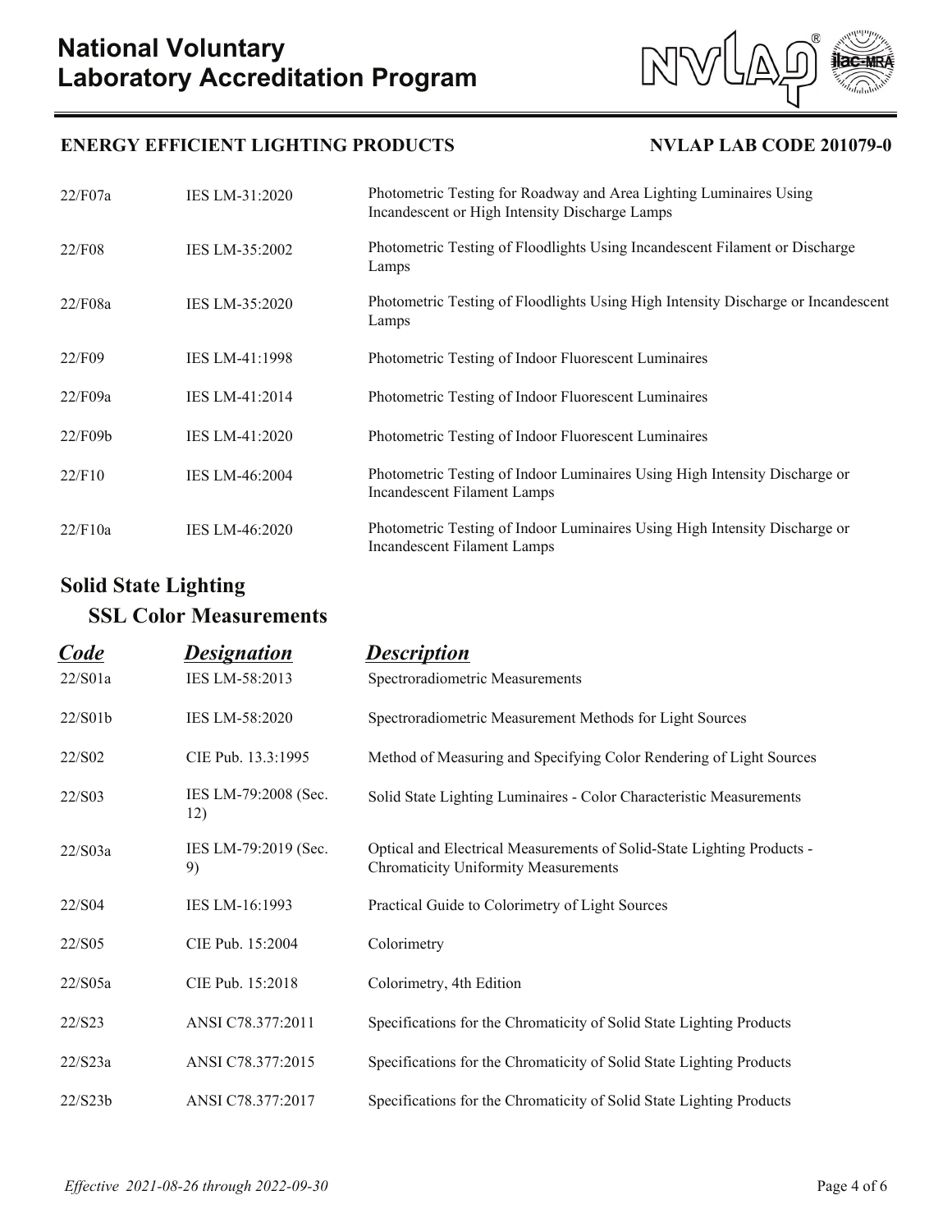| Code | Designation | Description |
|---|---|---|
| 22/F07a | IES LM-31:2020 | Photometric Testing for Roadway and Area Lighting Luminaires Using Incandescent or High Intensity Discharge Lamps |
| 22/F08 | IES LM-35:2002 | Photometric Testing of Floodlights Using Incandescent Filament or Discharge Lamps |
| 22/F08a | IES LM-35:2020 | Photometric Testing of Floodlights Using High Intensity Discharge or Incandescent Lamps |
| 22/F09 | IES LM-41:1998 | Photometric Testing of Indoor Fluorescent Luminaires |
| 22/F09a | IES LM-41:2014 | Photometric Testing of Indoor Fluorescent Luminaires |
| 22/F09b | IES LM-41:2020 | Photometric Testing of Indoor Fluorescent Luminaires |
| 22/F10 | IES LM-46:2004 | Photometric Testing of Indoor Luminaires Using High Intensity Discharge or Incandescent Filament Lamps |
| 22/F10a | IES LM-46:2020 | Photometric Testing of Indoor Luminaires Using High Intensity Discharge or Incandescent Filament Lamps |

## Solid State Lighting

### SSL Color Measurements

| *Code* | *Designation* | *Description* |
|---|---|---|
| 22/S01a | IES LM-58:2013 | Spectroradiometric Measurements |
| 22/S01b | IES LM-58:2020 | Spectroradiometric Measurement Methods for Light Sources |
| 22/S02 | CIE Pub. 13.3:1995 | Method of Measuring and Specifying Color Rendering of Light Sources |
| 22/S03 | IES LM-79:2008 (Sec. 12) | Solid State Lighting Luminaires - Color Characteristic Measurements |
| 22/S03a | IES LM-79:2019 (Sec. 9) | Optical and Electrical Measurements of Solid-State Lighting Products - Chromaticity Uniformity Measurements |
| 22/S04 | IES LM-16:1993 | Practical Guide to Colorimetry of Light Sources |
| 22/S05 | CIE Pub. 15:2004 | Colorimetry |
| 22/S05a | CIE Pub. 15:2018 | Colorimetry, 4th Edition |
| 22/S23 | ANSI C78.377:2011 | Specifications for the Chromaticity of Solid State Lighting Products |
| 22/S23a | ANSI C78.377:2015 | Specifications for the Chromaticity of Solid State Lighting Products |
| 22/S23b | ANSI C78.377:2017 | Specifications for the Chromaticity of Solid State Lighting Products |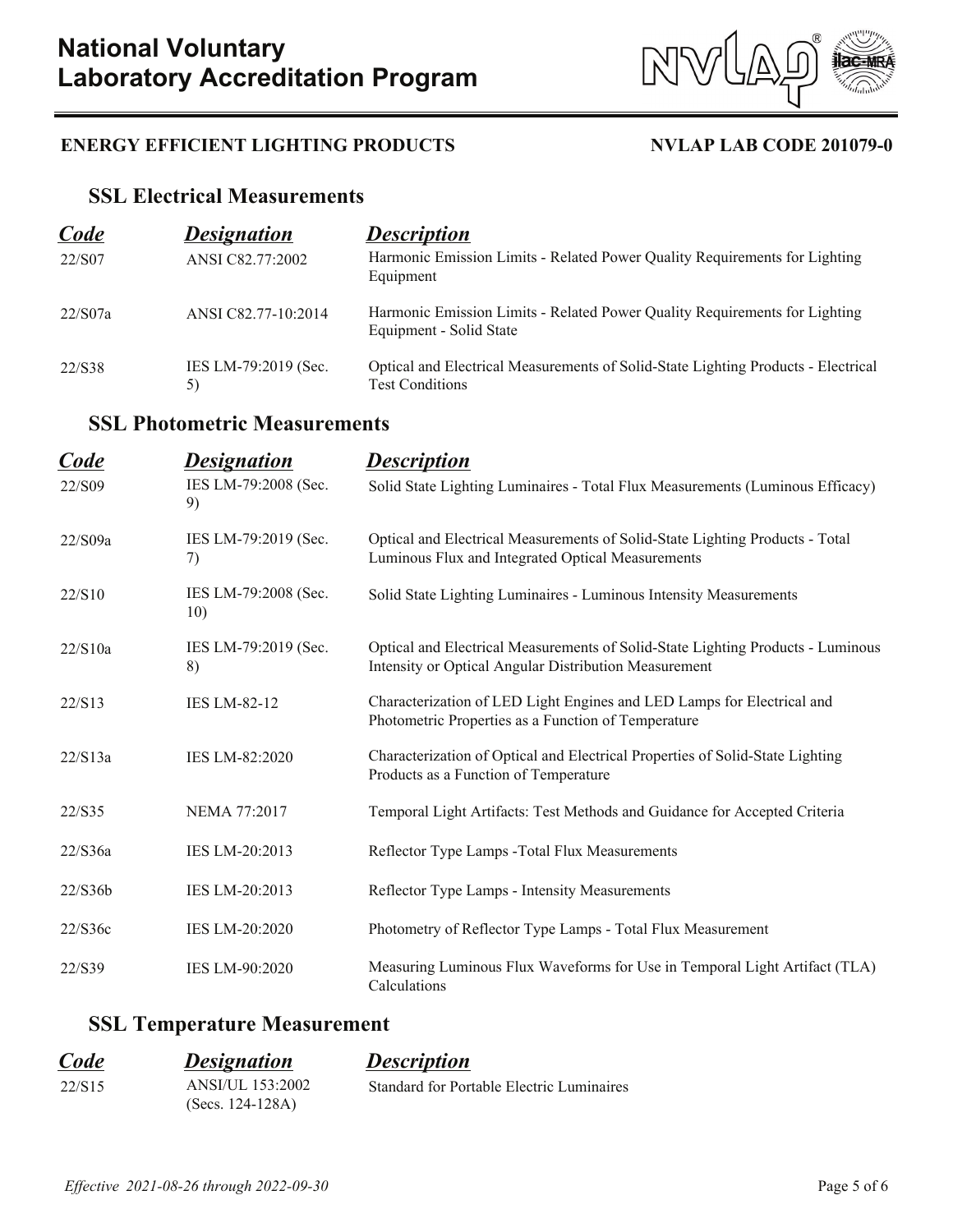# National Voluntary Laboratory Accreditation Program

**ENERGY EFFICIENT LIGHTING PRODUCTS** **NVLAP LAB CODE 201079-0**

## SSL Electrical Measurements

| *Code* | *Designation* | *Description* |
|---|---|---|
| 22/S07 | ANSI C82.77:2002 | Harmonic Emission Limits - Related Power Quality Requirements for Lighting Equipment |
| 22/S07a | ANSI C82.77-10:2014 | Harmonic Emission Limits - Related Power Quality Requirements for Lighting Equipment - Solid State |
| 22/S38 | IES LM-79:2019 (Sec. 5) | Optical and Electrical Measurements of Solid-State Lighting Products - Electrical Test Conditions |

## SSL Photometric Measurements

| *Code* | *Designation* | *Description* |
|---|---|---|
| 22/S09 | IES LM-79:2008 (Sec. 9) | Solid State Lighting Luminaires - Total Flux Measurements (Luminous Efficacy) |
| 22/S09a | IES LM-79:2019 (Sec. 7) | Optical and Electrical Measurements of Solid-State Lighting Products - Total Luminous Flux and Integrated Optical Measurements |
| 22/S10 | IES LM-79:2008 (Sec. 10) | Solid State Lighting Luminaires - Luminous Intensity Measurements |
| 22/S10a | IES LM-79:2019 (Sec. 8) | Optical and Electrical Measurements of Solid-State Lighting Products - Luminous Intensity or Optical Angular Distribution Measurement |
| 22/S13 | IES LM-82-12 | Characterization of LED Light Engines and LED Lamps for Electrical and Photometric Properties as a Function of Temperature |
| 22/S13a | IES LM-82:2020 | Characterization of Optical and Electrical Properties of Solid-State Lighting Products as a Function of Temperature |
| 22/S35 | NEMA 77:2017 | Temporal Light Artifacts: Test Methods and Guidance for Accepted Criteria |
| 22/S36a | IES LM-20:2013 | Reflector Type Lamps -Total Flux Measurements |
| 22/S36b | IES LM-20:2013 | Reflector Type Lamps - Intensity Measurements |
| 22/S36c | IES LM-20:2020 | Photometry of Reflector Type Lamps - Total Flux Measurement |
| 22/S39 | IES LM-90:2020 | Measuring Luminous Flux Waveforms for Use in Temporal Light Artifact (TLA) Calculations |

## SSL Temperature Measurement

| *Code* | *Designation* | *Description* |
|---|---|---|
| 22/S15 | ANSI/UL 153:2002 (Secs. 124-128A) | Standard for Portable Electric Luminaires |

*Effective 2021-08-26 through 2022-09-30*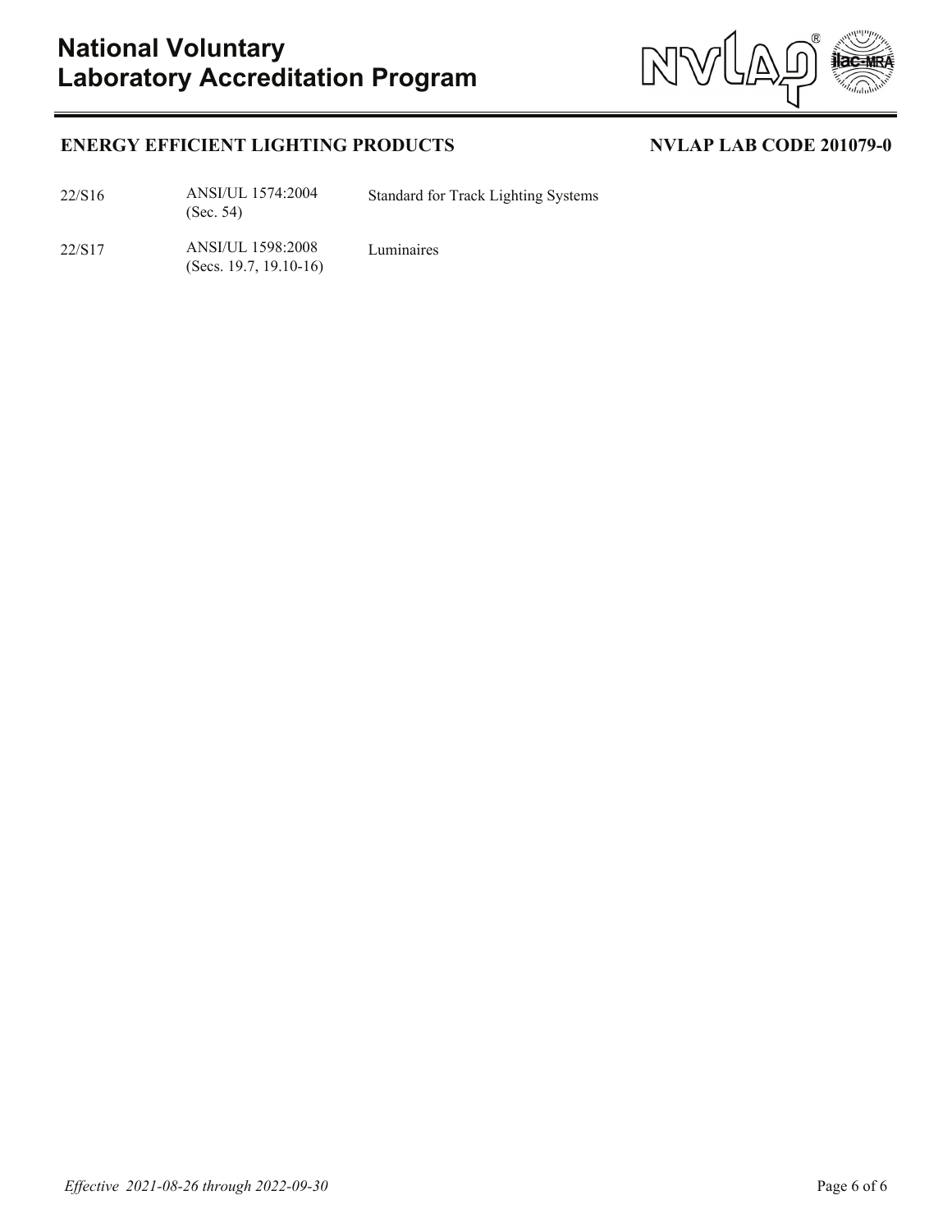## ENERGY EFFICIENT LIGHTING PRODUCTS

**NVLAP LAB CODE 201079-0**

| | | |
|---|---|---|
| 22/S16 | ANSI/UL 1574:2004 (Sec. 54) | Standard for Track Lighting Systems |
| 22/S17 | ANSI/UL 1598:2008 (Secs. 19.7, 19.10-16) | Luminaires |

*Effective 2021-08-26 through 2022-09-30*